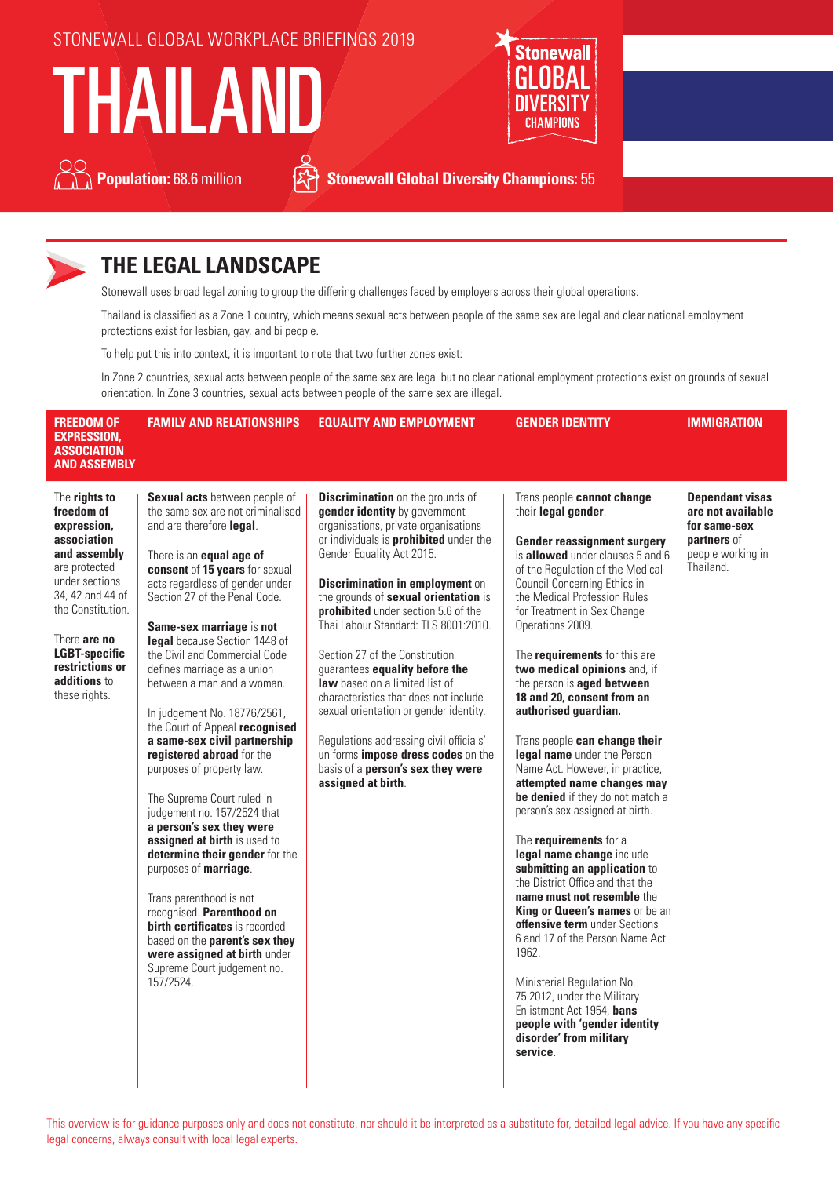STONEWALL GLOBAL WORKPLACE BRIEFINGS 2019

# THAILAND

**Population:** 68.6 million

**Stonewall Global Diversity Champions:** 55

## THE LEGAL LANDSCAPE

Stonewall uses broad legal zoning to group the differing challenges faced by employers across their global operations.

Thailand is classified as a Zone 1 country, which means sexual acts between people of the same sex are legal and clear national employment protections exist for lesbian, gay, and bi people.

To help put this into context, it is important to note that two further zones exist:

In Zone 2 countries, sexual acts between people of the same sex are legal but no clear national employment protections exist on grounds of sexual orientation. In Zone 3 countries, sexual acts between people of the same sex are illegal.

### FREEDOM OF EXPRESSION, ASSOCIATION AND ASSEMBLY

The **rights to freedom of expression, association and assembly** are protected under sections 34, 42 and 44 of the Constitution.

There **are no LGBT-specific restrictions or additions** to these rights.

### FAMILY AND RELATIONSHIPS

**Sexual acts** between people of the same sex are not criminalised and are therefore **legal**.

There is an **equal age of consent** of **15 years** for sexual acts regardless of gender under Section 27 of the Penal Code.

**Same-sex marriage** is **not legal** because Section 1448 of the Civil and Commercial Code defines marriage as a union between a man and a woman.

In judgement No. 18776/2561, the Court of Appeal **recognised a same-sex civil partnership registered abroad** for the purposes of property law.

The Supreme Court ruled in judgement no. 157/2524 that **a person's sex they were assigned at birth** is used to **determine their gender** for the purposes of **marriage**.

Trans parenthood is not recognised. **Parenthood on birth certificates** is recorded based on the **parent's sex they were assigned at birth** under Supreme Court judgement no. 157/2524.

### EQUALITY AND EMPLOYMENT

**Discrimination** on the grounds of **gender identity** by government organisations, private organisations or individuals is **prohibited** under the Gender Equality Act 2015.

**Discrimination in employment** on the grounds of **sexual orientation** is **prohibited** under section 5.6 of the Thai Labour Standard: TLS 8001:2010.

Section 27 of the Constitution guarantees **equality before the law** based on a limited list of characteristics that does not include sexual orientation or gender identity.

Regulations addressing civil officials' uniforms **impose dress codes** on the basis of a **person's sex they were assigned at birth**.

### GENDER IDENTITY

Trans people **cannot change** their **legal gender**.

**Gender reassignment surgery** is **allowed** under clauses 5 and 6 of the Regulation of the Medical Council Concerning Ethics in the Medical Profession Rules for Treatment in Sex Change Operations 2009.

The **requirements** for this are **two medical opinions** and, if the person is **aged between 18 and 20, consent from an authorised guardian.**

Trans people **can change their legal name** under the Person Name Act. However, in practice, **attempted name changes may be denied** if they do not match a person's sex assigned at birth.

The **requirements** for a **legal name change** include **submitting an application** to the District Office and that the **name must not resemble** the **King or Queen's names** or be an **offensive term** under Sections 6 and 17 of the Person Name Act 1962.

Ministerial Regulation No. 75 2012, under the Military Enlistment Act 1954, **bans people with 'gender identity disorder' from military service**.

### IMMIGRATION

**Dependant visas are not available for same-sex partners** of people working in Thailand.

This overview is for guidance purposes only and does not constitute, nor should it be interpreted as a substitute for, detailed legal advice. If you have any specific legal concerns, always consult with local legal experts.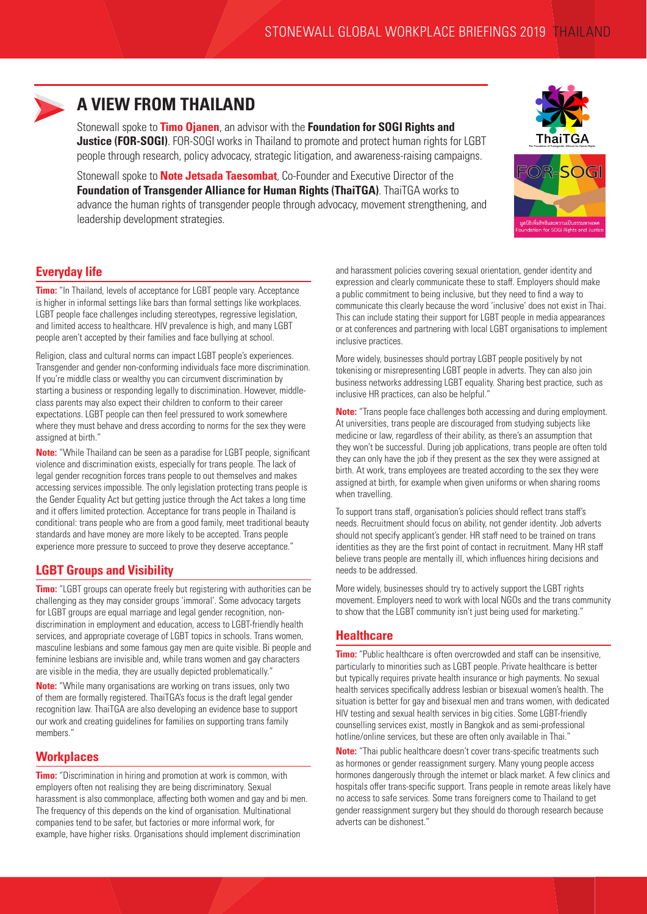# A VIEW FROM THAILAND

Stonewall spoke to **Timo Ojanen**, an advisor with the **Foundation for SOGI Rights and Justice (FOR-SOGI)**. FOR-SOGI works in Thailand to promote and protect human rights for LGBT people through research, policy advocacy, strategic litigation, and awareness-raising campaigns.

Stonewall spoke to **Note Jetsada Taesombat**, Co-Founder and Executive Director of the **Foundation of Transgender Alliance for Human Rights (ThaiTGA)**. ThaiTGA works to advance the human rights of transgender people through advocacy, movement strengthening, and leadership development strategies.

## Everyday life

**Timo:** "In Thailand, levels of acceptance for LGBT people vary. Acceptance is higher in informal settings like bars than formal settings like workplaces. LGBT people face challenges including stereotypes, regressive legislation, and limited access to healthcare. HIV prevalence is high, and many LGBT people aren't accepted by their families and face bullying at school.

Religion, class and cultural norms can impact LGBT people's experiences. Transgender and gender non-conforming individuals face more discrimination. If you're middle class or wealthy you can circumvent discrimination by starting a business or responding legally to discrimination. However, middle-class parents may also expect their children to conform to their career expectations. LGBT people can then feel pressured to work somewhere where they must behave and dress according to norms for the sex they were assigned at birth."

**Note:** "While Thailand can be seen as a paradise for LGBT people, significant violence and discrimination exists, especially for trans people. The lack of legal gender recognition forces trans people to out themselves and makes accessing services impossible. The only legislation protecting trans people is the Gender Equality Act but getting justice through the Act takes a long time and it offers limited protection. Acceptance for trans people in Thailand is conditional: trans people who are from a good family, meet traditional beauty standards and have money are more likely to be accepted. Trans people experience more pressure to succeed to prove they deserve acceptance."

## LGBT Groups and Visibility

**Timo:** "LGBT groups can operate freely but registering with authorities can be challenging as they may consider groups 'immoral'. Some advocacy targets for LGBT groups are equal marriage and legal gender recognition, non-discrimination in employment and education, access to LGBT-friendly health services, and appropriate coverage of LGBT topics in schools. Trans women, masculine lesbians and some famous gay men are quite visible. Bi people and feminine lesbians are invisible and, while trans women and gay characters are visible in the media, they are usually depicted problematically."

**Note:** "While many organisations are working on trans issues, only two of them are formally registered. ThaiTGA's focus is the draft legal gender recognition law. ThaiTGA are also developing an evidence base to support our work and creating guidelines for families on supporting trans family members."

## Workplaces

**Timo:** "Discrimination in hiring and promotion at work is common, with employers often not realising they are being discriminatory. Sexual harassment is also commonplace, affecting both women and gay and bi men. The frequency of this depends on the kind of organisation. Multinational companies tend to be safer, but factories or more informal work, for example, have higher risks. Organisations should implement discrimination and harassment policies covering sexual orientation, gender identity and expression and clearly communicate these to staff. Employers should make a public commitment to being inclusive, but they need to find a way to communicate this clearly because the word 'inclusive' does not exist in Thai. This can include stating their support for LGBT people in media appearances or at conferences and partnering with local LGBT organisations to implement inclusive practices.

More widely, businesses should portray LGBT people positively by not tokenising or misrepresenting LGBT people in adverts. They can also join business networks addressing LGBT equality. Sharing best practice, such as inclusive HR practices, can also be helpful."

**Note:** "Trans people face challenges both accessing and during employment. At universities, trans people are discouraged from studying subjects like medicine or law, regardless of their ability, as there's an assumption that they won't be successful. During job applications, trans people are often told they can only have the job if they present as the sex they were assigned at birth. At work, trans employees are treated according to the sex they were assigned at birth, for example when given uniforms or when sharing rooms when travelling.

To support trans staff, organisation's policies should reflect trans staff's needs. Recruitment should focus on ability, not gender identity. Job adverts should not specify applicant's gender. HR staff need to be trained on trans identities as they are the first point of contact in recruitment. Many HR staff believe trans people are mentally ill, which influences hiring decisions and needs to be addressed.

More widely, businesses should try to actively support the LGBT rights movement. Employers need to work with local NGOs and the trans community to show that the LGBT community isn't just being used for marketing."

## Healthcare

**Timo:** "Public healthcare is often overcrowded and staff can be insensitive, particularly to minorities such as LGBT people. Private healthcare is better but typically requires private health insurance or high payments. No sexual health services specifically address lesbian or bisexual women's health. The situation is better for gay and bisexual men and trans women, with dedicated HIV testing and sexual health services in big cities. Some LGBT-friendly counselling services exist, mostly in Bangkok and as semi-professional hotline/online services, but these are often only available in Thai."

**Note:** "Thai public healthcare doesn't cover trans-specific treatments such as hormones or gender reassignment surgery. Many young people access hormones dangerously through the internet or black market. A few clinics and hospitals offer trans-specific support. Trans people in remote areas likely have no access to safe services. Some trans foreigners come to Thailand to get gender reassignment surgery but they should do thorough research because adverts can be dishonest."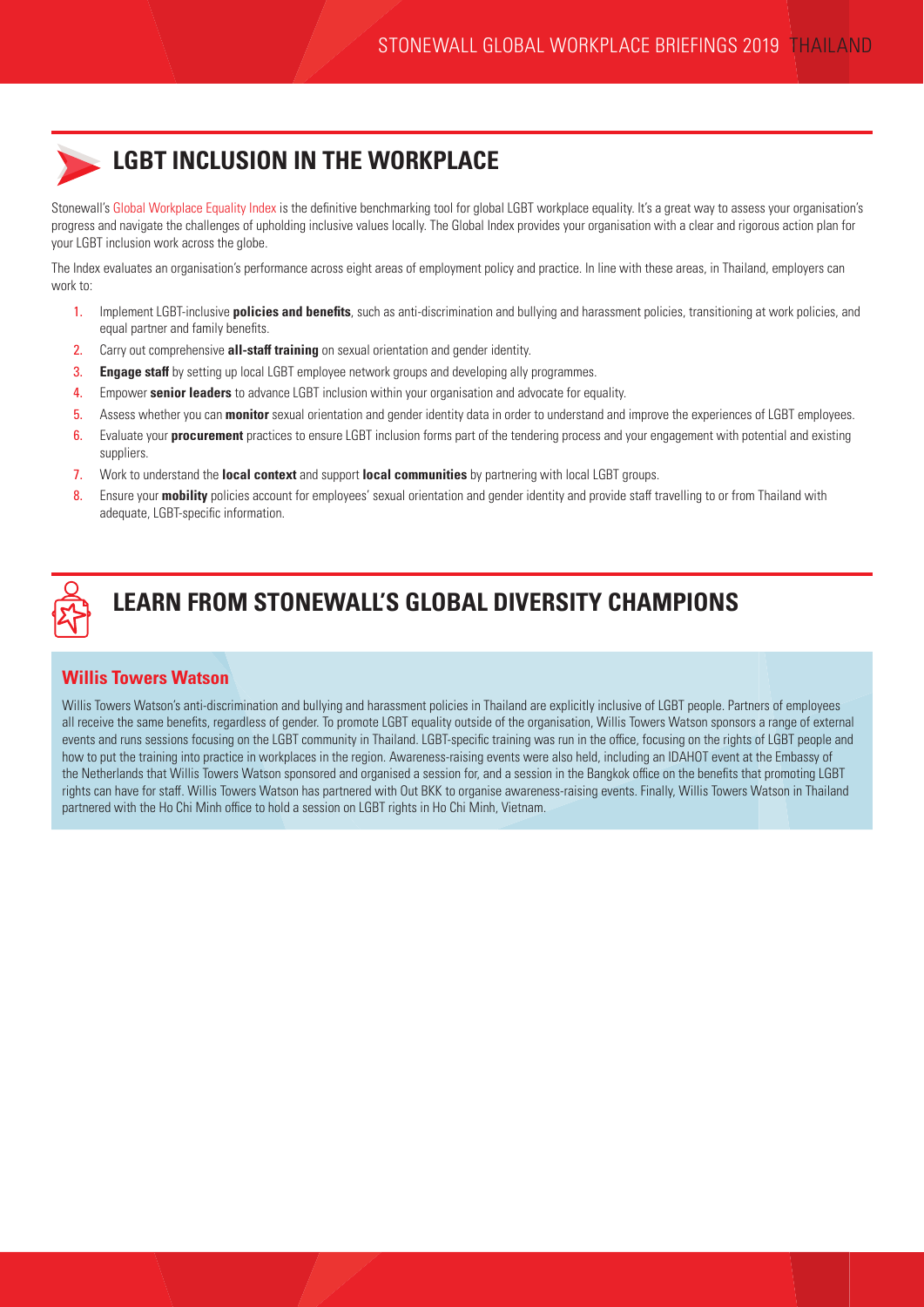## LGBT INCLUSION IN THE WORKPLACE

Stonewall's Global Workplace Equality Index is the definitive benchmarking tool for global LGBT workplace equality. It's a great way to assess your organisation's progress and navigate the challenges of upholding inclusive values locally. The Global Index provides your organisation with a clear and rigorous action plan for your LGBT inclusion work across the globe.

The Index evaluates an organisation's performance across eight areas of employment policy and practice. In line with these areas, in Thailand, employers can work to:

1. Implement LGBT-inclusive **policies and benefits**, such as anti-discrimination and bullying and harassment policies, transitioning at work policies, and equal partner and family benefits.
2. Carry out comprehensive **all-staff training** on sexual orientation and gender identity.
3. **Engage staff** by setting up local LGBT employee network groups and developing ally programmes.
4. Empower **senior leaders** to advance LGBT inclusion within your organisation and advocate for equality.
5. Assess whether you can **monitor** sexual orientation and gender identity data in order to understand and improve the experiences of LGBT employees.
6. Evaluate your **procurement** practices to ensure LGBT inclusion forms part of the tendering process and your engagement with potential and existing suppliers.
7. Work to understand the **local context** and support **local communities** by partnering with local LGBT groups.
8. Ensure your **mobility** policies account for employees' sexual orientation and gender identity and provide staff travelling to or from Thailand with adequate, LGBT-specific information.

## LEARN FROM STONEWALL'S GLOBAL DIVERSITY CHAMPIONS

### Willis Towers Watson

Willis Towers Watson's anti-discrimination and bullying and harassment policies in Thailand are explicitly inclusive of LGBT people. Partners of employees all receive the same benefits, regardless of gender. To promote LGBT equality outside of the organisation, Willis Towers Watson sponsors a range of external events and runs sessions focusing on the LGBT community in Thailand. LGBT-specific training was run in the office, focusing on the rights of LGBT people and how to put the training into practice in workplaces in the region. Awareness-raising events were also held, including an IDAHOT event at the Embassy of the Netherlands that Willis Towers Watson sponsored and organised a session for, and a session in the Bangkok office on the benefits that promoting LGBT rights can have for staff. Willis Towers Watson has partnered with Out BKK to organise awareness-raising events. Finally, Willis Towers Watson in Thailand partnered with the Ho Chi Minh office to hold a session on LGBT rights in Ho Chi Minh, Vietnam.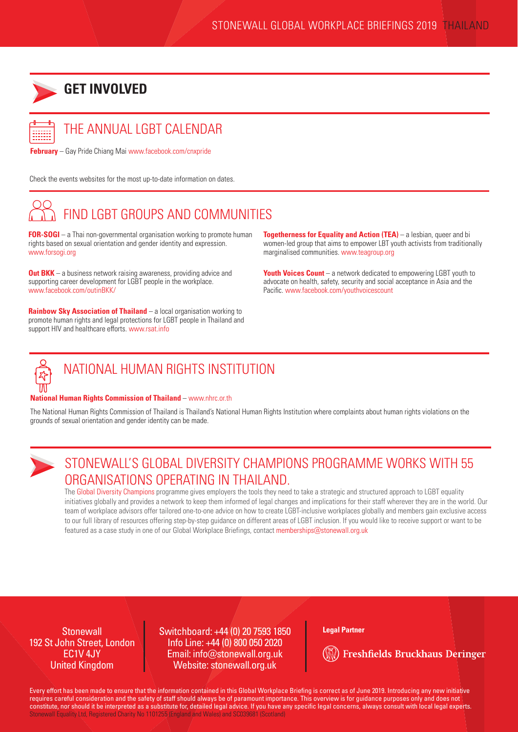## GET INVOLVED

### THE ANNUAL LGBT CALENDAR

**February** – Gay Pride Chiang Mai www.facebook.com/cnxpride

Check the events websites for the most up-to-date information on dates.

### FIND LGBT GROUPS AND COMMUNITIES

**FOR-SOGI** – a Thai non-governmental organisation working to promote human rights based on sexual orientation and gender identity and expression. www.forsogi.org

**Out BKK** – a business network raising awareness, providing advice and supporting career development for LGBT people in the workplace. www.facebook.com/outinBKK/

**Rainbow Sky Association of Thailand** – a local organisation working to promote human rights and legal protections for LGBT people in Thailand and support HIV and healthcare efforts. www.rsat.info

**Togetherness for Equality and Action (TEA)** – a lesbian, queer and bi women-led group that aims to empower LBT youth activists from traditionally marginalised communities. www.teagroup.org

**Youth Voices Count** – a network dedicated to empowering LGBT youth to advocate on health, safety, security and social acceptance in Asia and the Pacific. www.facebook.com/youthvoicescount

### NATIONAL HUMAN RIGHTS INSTITUTION

**National Human Rights Commission of Thailand** – www.nhrc.or.th

The National Human Rights Commission of Thailand is Thailand's National Human Rights Institution where complaints about human rights violations on the grounds of sexual orientation and gender identity can be made.

### STONEWALL'S GLOBAL DIVERSITY CHAMPIONS PROGRAMME WORKS WITH 55 ORGANISATIONS OPERATING IN THAILAND.

The Global Diversity Champions programme gives employers the tools they need to take a strategic and structured approach to LGBT equality initiatives globally and provides a network to keep them informed of legal changes and implications for their staff wherever they are in the world. Our team of workplace advisors offer tailored one-to-one advice on how to create LGBT-inclusive workplaces globally and members gain exclusive access to our full library of resources offering step-by-step guidance on different areas of LGBT inclusion. If you would like to receive support or want to be featured as a case study in one of our Global Workplace Briefings, contact memberships@stonewall.org.uk

Stonewall
192 St John Street, London
EC1V 4JY
United Kingdom

Switchboard: +44 (0) 20 7593 1850
Info Line: +44 (0) 800 050 2020
Email: info@stonewall.org.uk
Website: stonewall.org.uk

**Legal Partner**

Freshfields Bruckhaus Deringer

Every effort has been made to ensure that the information contained in this Global Workplace Briefing is correct as of June 2019. Introducing any new initiative requires careful consideration and the safety of staff should always be of paramount importance. This overview is for guidance purposes only and does not constitute, nor should it be interpreted as a substitute for, detailed legal advice. If you have any specific legal concerns, always consult with local legal experts. Stonewall Equality Ltd, Registered Charity No 1101255 (England and Wales) and SC039681 (Scotland)